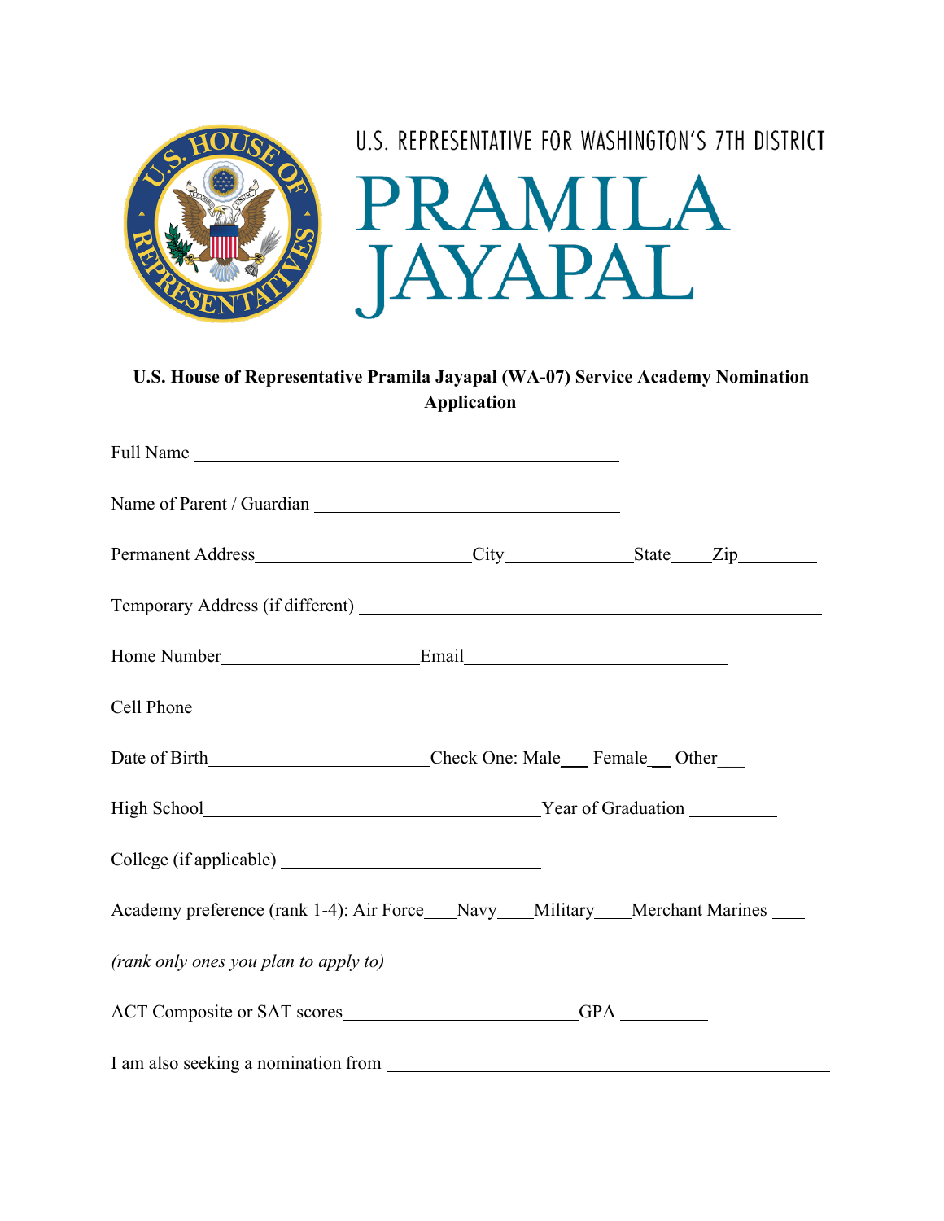U.S. REPRESENTATIVE FOR WASHINGTON'S 7TH DISTRICT

PRAMILA JAYAPAL

**U.S. House of Representative Pramila Jayapal (WA-07) Service Academy Nomination Application**

Full Name ______________________________________________

Name of Parent / Guardian __________________________________

Permanent Address______________________City_____________State____Zip________

Temporary Address (if different) _________________________________________________

Home Number_____________________Email____________________________

Cell Phone ________________________________

Date of Birth________________________Check One: Male___ Female__ Other___

High School_____________________________________Year of Graduation _________

College (if applicable) ____________________________

Academy preference (rank 1-4): Air Force___Navy____Military____Merchant Marines ____

*(rank only ones you plan to apply to)*

ACT Composite or SAT scores_________________________GPA _________

I am also seeking a nomination from ________________________________________________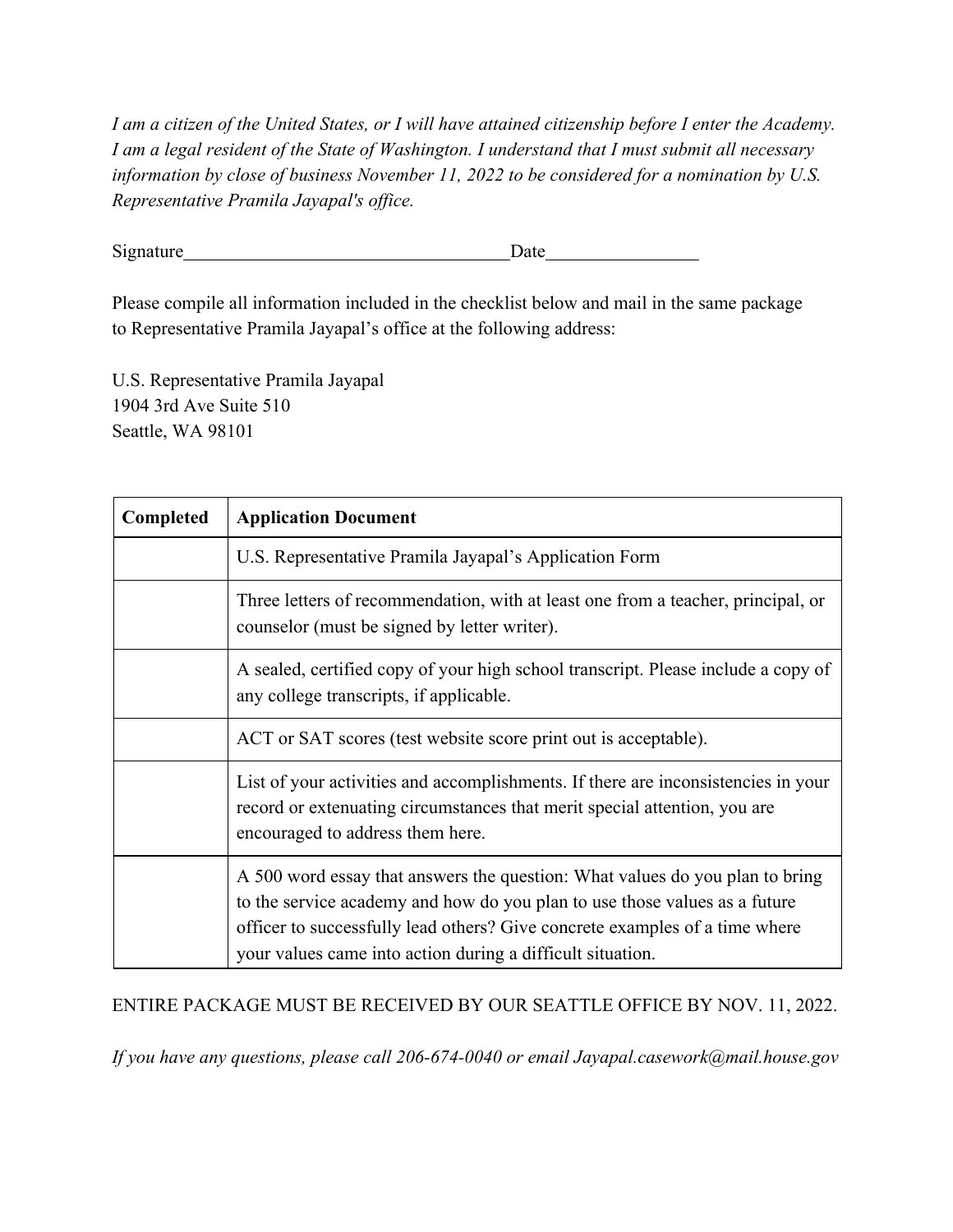*I am a citizen of the United States, or I will have attained citizenship before I enter the Academy. I am a legal resident of the State of Washington. I understand that I must submit all necessary information by close of business November 11, 2022 to be considered for a nomination by U.S. Representative Pramila Jayapal's office.*

Signature____________________________________Date________________

Please compile all information included in the checklist below and mail in the same package to Representative Pramila Jayapal's office at the following address:

U.S. Representative Pramila Jayapal
1904 3rd Ave Suite 510
Seattle, WA 98101

| **Completed** | **Application Document** |
|---|---|
| | U.S. Representative Pramila Jayapal's Application Form |
| | Three letters of recommendation, with at least one from a teacher, principal, or counselor (must be signed by letter writer). |
| | A sealed, certified copy of your high school transcript. Please include a copy of any college transcripts, if applicable. |
| | ACT or SAT scores (test website score print out is acceptable). |
| | List of your activities and accomplishments. If there are inconsistencies in your record or extenuating circumstances that merit special attention, you are encouraged to address them here. |
| | A 500 word essay that answers the question: What values do you plan to bring to the service academy and how do you plan to use those values as a future officer to successfully lead others? Give concrete examples of a time where your values came into action during a difficult situation. |

ENTIRE PACKAGE MUST BE RECEIVED BY OUR SEATTLE OFFICE BY NOV. 11, 2022.

*If you have any questions, please call 206-674-0040 or email Jayapal.casework@mail.house.gov*